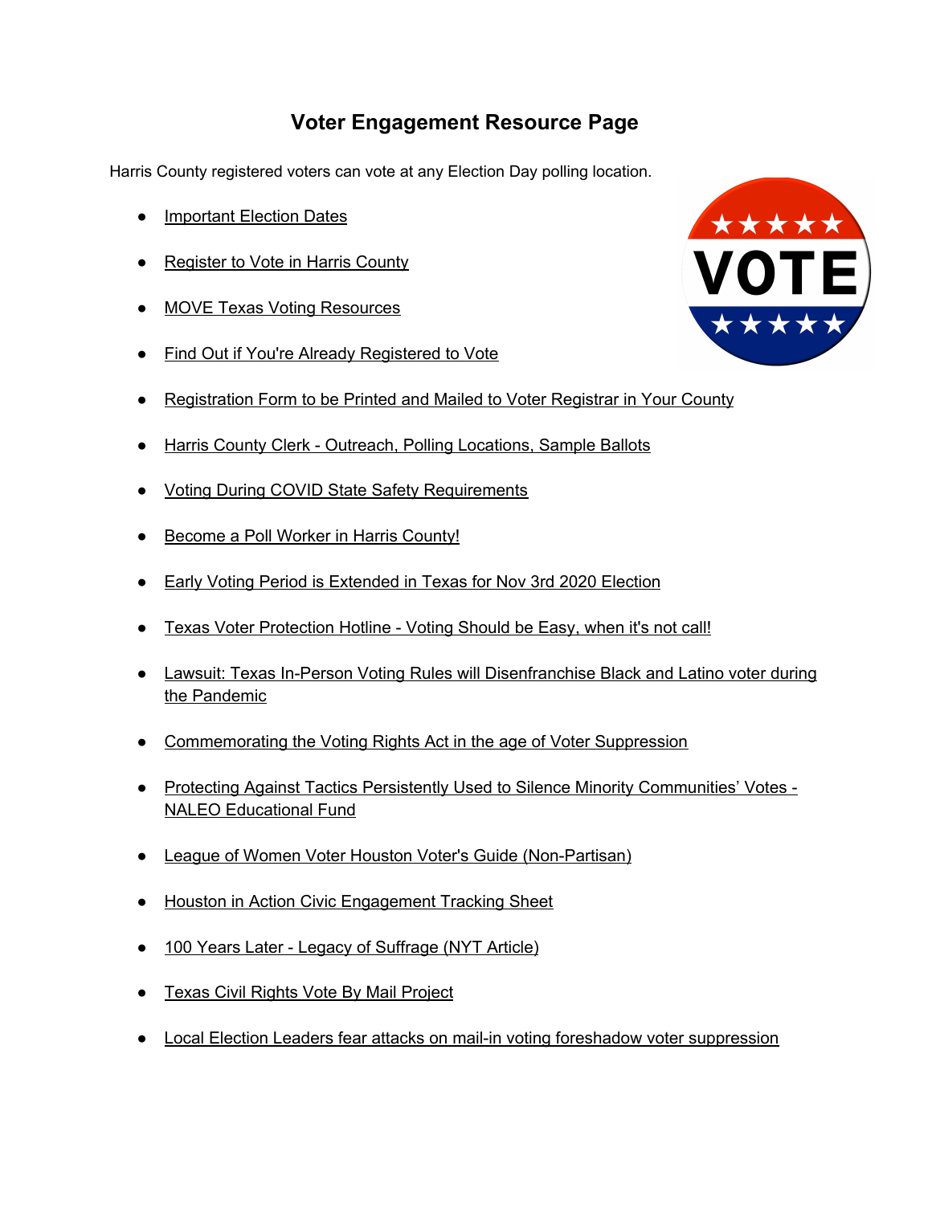# Voter Engagement Resource Page

Harris County registered voters can vote at any Election Day polling location.

- Important Election Dates
- Register to Vote in Harris County
- MOVE Texas Voting Resources
- Find Out if You're Already Registered to Vote
- Registration Form to be Printed and Mailed to Voter Registrar in Your County
- Harris County Clerk - Outreach, Polling Locations, Sample Ballots
- Voting During COVID State Safety Requirements
- Become a Poll Worker in Harris County!
- Early Voting Period is Extended in Texas for Nov 3rd 2020 Election
- Texas Voter Protection Hotline - Voting Should be Easy, when it's not call!
- Lawsuit: Texas In-Person Voting Rules will Disenfranchise Black and Latino voter during the Pandemic
- Commemorating the Voting Rights Act in the age of Voter Suppression
- Protecting Against Tactics Persistently Used to Silence Minority Communities' Votes - NALEO Educational Fund
- League of Women Voter Houston Voter's Guide (Non-Partisan)
- Houston in Action Civic Engagement Tracking Sheet
- 100 Years Later - Legacy of Suffrage (NYT Article)
- Texas Civil Rights Vote By Mail Project
- Local Election Leaders fear attacks on mail-in voting foreshadow voter suppression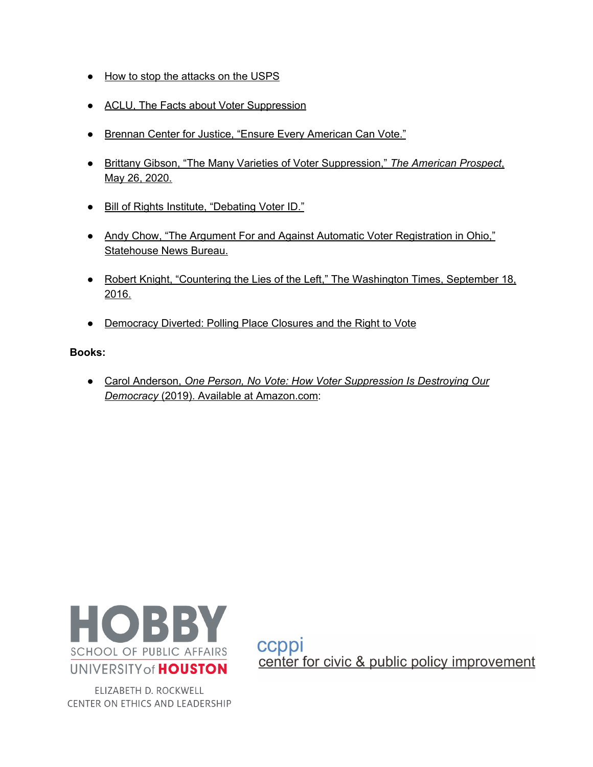- How to stop the attacks on the USPS
- ACLU, The Facts about Voter Suppression
- Brennan Center for Justice, "Ensure Every American Can Vote."
- Brittany Gibson, "The Many Varieties of Voter Suppression," *The American Prospect*, May 26, 2020.
- Bill of Rights Institute, "Debating Voter ID."
- Andy Chow, "The Argument For and Against Automatic Voter Registration in Ohio," Statehouse News Bureau.
- Robert Knight, "Countering the Lies of the Left," The Washington Times, September 18, 2016.
- Democracy Diverted: Polling Place Closures and the Right to Vote

**Books:**

- Carol Anderson, *One Person, No Vote: How Voter Suppression Is Destroying Our Democracy* (2019). Available at Amazon.com:

HOBBY SCHOOL OF PUBLIC AFFAIRS
UNIVERSITY of HOUSTON

ELIZABETH D. ROCKWELL
CENTER ON ETHICS AND LEADERSHIP

ccppi
center for civic & public policy improvement